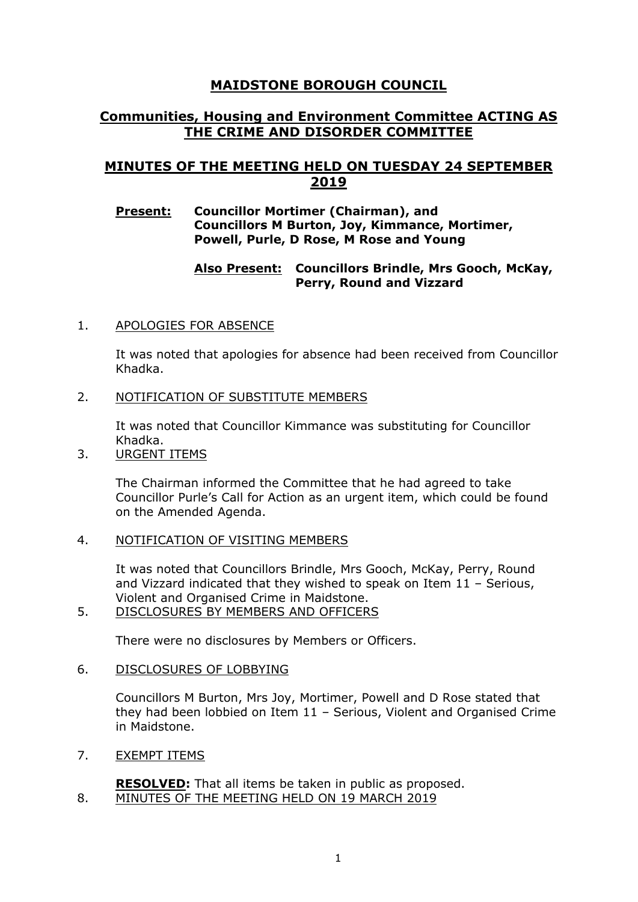# MAIDSTONE BOROUGH COUNCIL

## Communities, Housing and Environment Committee ACTING AS THE CRIME AND DISORDER COMMITTEE

## MINUTES OF THE MEETING HELD ON TUESDAY 24 SEPTEMBER 2019

**Present:** **Councillor Mortimer (Chairman), and Councillors M Burton, Joy, Kimmance, Mortimer, Powell, Purle, D Rose, M Rose and Young**

**Also Present:** **Councillors Brindle, Mrs Gooch, McKay, Perry, Round and Vizzard**

1. APOLOGIES FOR ABSENCE

   It was noted that apologies for absence had been received from Councillor Khadka.

2. NOTIFICATION OF SUBSTITUTE MEMBERS

   It was noted that Councillor Kimmance was substituting for Councillor Khadka.

3. URGENT ITEMS

   The Chairman informed the Committee that he had agreed to take Councillor Purle's Call for Action as an urgent item, which could be found on the Amended Agenda.

4. NOTIFICATION OF VISITING MEMBERS

   It was noted that Councillors Brindle, Mrs Gooch, McKay, Perry, Round and Vizzard indicated that they wished to speak on Item 11 – Serious, Violent and Organised Crime in Maidstone.

5. DISCLOSURES BY MEMBERS AND OFFICERS

   There were no disclosures by Members or Officers.

6. DISCLOSURES OF LOBBYING

   Councillors M Burton, Mrs Joy, Mortimer, Powell and D Rose stated that they had been lobbied on Item 11 – Serious, Violent and Organised Crime in Maidstone.

7. EXEMPT ITEMS

   **RESOLVED:** That all items be taken in public as proposed.

8. MINUTES OF THE MEETING HELD ON 19 MARCH 2019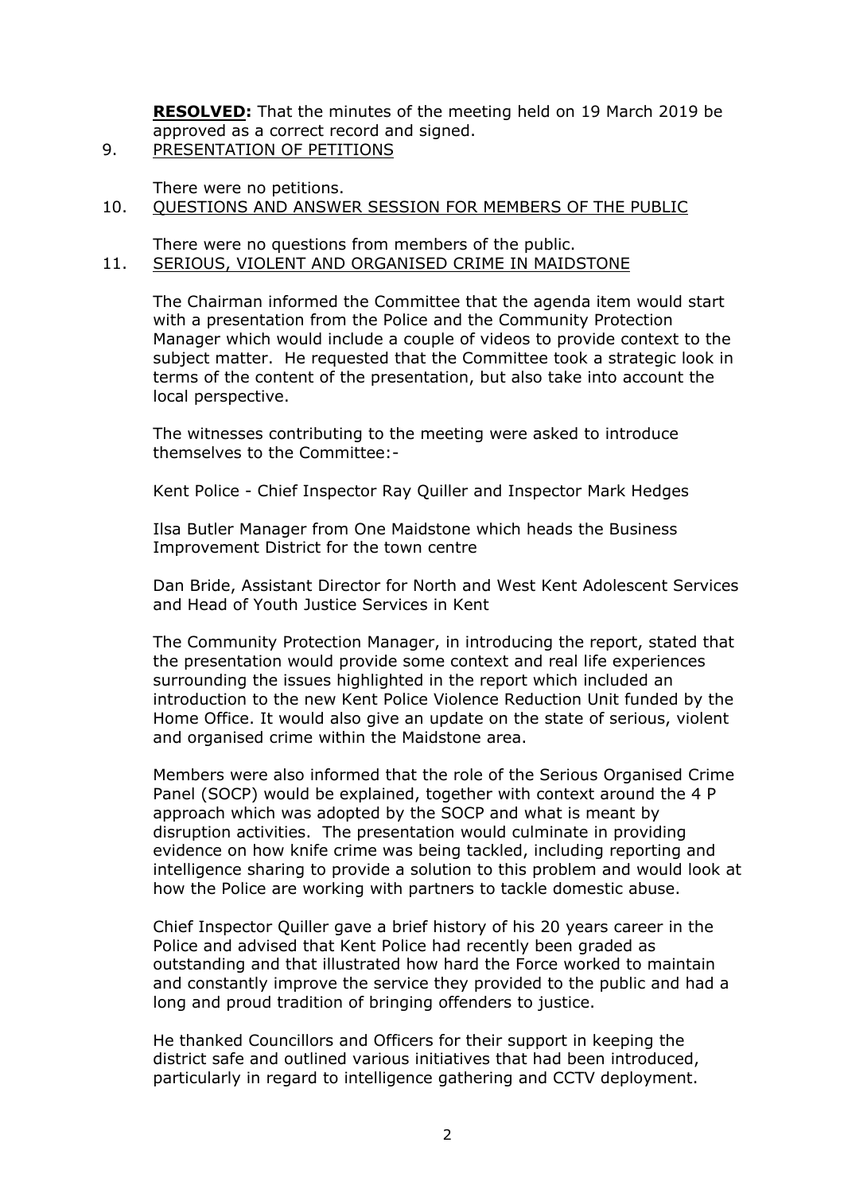**RESOLVED:** That the minutes of the meeting held on 19 March 2019 be approved as a correct record and signed.

## 9. PRESENTATION OF PETITIONS

There were no petitions.

## 10. QUESTIONS AND ANSWER SESSION FOR MEMBERS OF THE PUBLIC

There were no questions from members of the public.

## 11. SERIOUS, VIOLENT AND ORGANISED CRIME IN MAIDSTONE

The Chairman informed the Committee that the agenda item would start with a presentation from the Police and the Community Protection Manager which would include a couple of videos to provide context to the subject matter. He requested that the Committee took a strategic look in terms of the content of the presentation, but also take into account the local perspective.

The witnesses contributing to the meeting were asked to introduce themselves to the Committee:-

Kent Police - Chief Inspector Ray Quiller and Inspector Mark Hedges

Ilsa Butler Manager from One Maidstone which heads the Business Improvement District for the town centre

Dan Bride, Assistant Director for North and West Kent Adolescent Services and Head of Youth Justice Services in Kent

The Community Protection Manager, in introducing the report, stated that the presentation would provide some context and real life experiences surrounding the issues highlighted in the report which included an introduction to the new Kent Police Violence Reduction Unit funded by the Home Office. It would also give an update on the state of serious, violent and organised crime within the Maidstone area.

Members were also informed that the role of the Serious Organised Crime Panel (SOCP) would be explained, together with context around the 4 P approach which was adopted by the SOCP and what is meant by disruption activities. The presentation would culminate in providing evidence on how knife crime was being tackled, including reporting and intelligence sharing to provide a solution to this problem and would look at how the Police are working with partners to tackle domestic abuse.

Chief Inspector Quiller gave a brief history of his 20 years career in the Police and advised that Kent Police had recently been graded as outstanding and that illustrated how hard the Force worked to maintain and constantly improve the service they provided to the public and had a long and proud tradition of bringing offenders to justice.

He thanked Councillors and Officers for their support in keeping the district safe and outlined various initiatives that had been introduced, particularly in regard to intelligence gathering and CCTV deployment.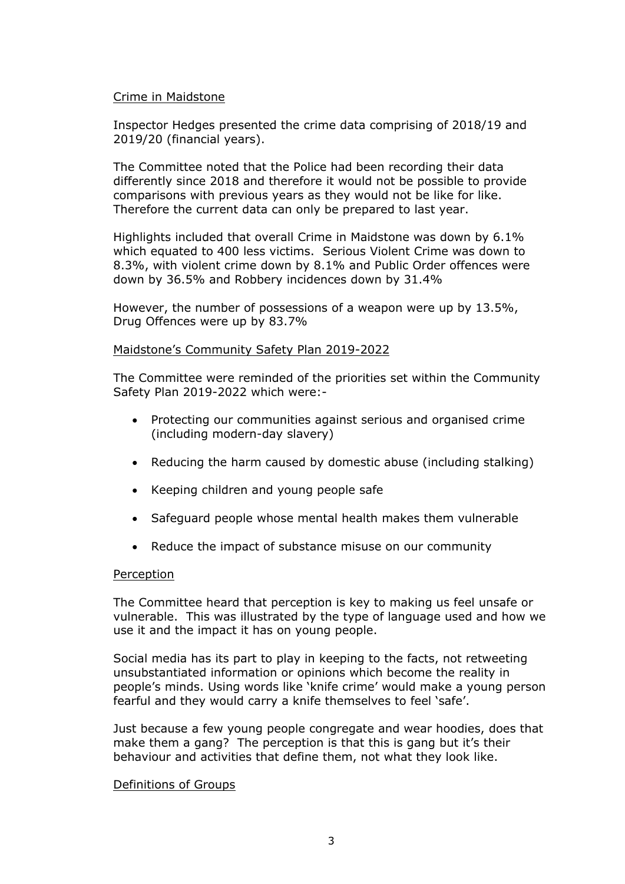Crime in Maidstone

Inspector Hedges presented the crime data comprising of 2018/19 and 2019/20 (financial years).

The Committee noted that the Police had been recording their data differently since 2018 and therefore it would not be possible to provide comparisons with previous years as they would not be like for like. Therefore the current data can only be prepared to last year.

Highlights included that overall Crime in Maidstone was down by 6.1% which equated to 400 less victims. Serious Violent Crime was down to 8.3%, with violent crime down by 8.1% and Public Order offences were down by 36.5% and Robbery incidences down by 31.4%

However, the number of possessions of a weapon were up by 13.5%, Drug Offences were up by 83.7%

Maidstone's Community Safety Plan 2019-2022

The Committee were reminded of the priorities set within the Community Safety Plan 2019-2022 which were:-

- Protecting our communities against serious and organised crime (including modern-day slavery)
- Reducing the harm caused by domestic abuse (including stalking)
- Keeping children and young people safe
- Safeguard people whose mental health makes them vulnerable
- Reduce the impact of substance misuse on our community

Perception

The Committee heard that perception is key to making us feel unsafe or vulnerable. This was illustrated by the type of language used and how we use it and the impact it has on young people.

Social media has its part to play in keeping to the facts, not retweeting unsubstantiated information or opinions which become the reality in people's minds. Using words like 'knife crime' would make a young person fearful and they would carry a knife themselves to feel 'safe'.

Just because a few young people congregate and wear hoodies, does that make them a gang? The perception is that this is gang but it's their behaviour and activities that define them, not what they look like.

Definitions of Groups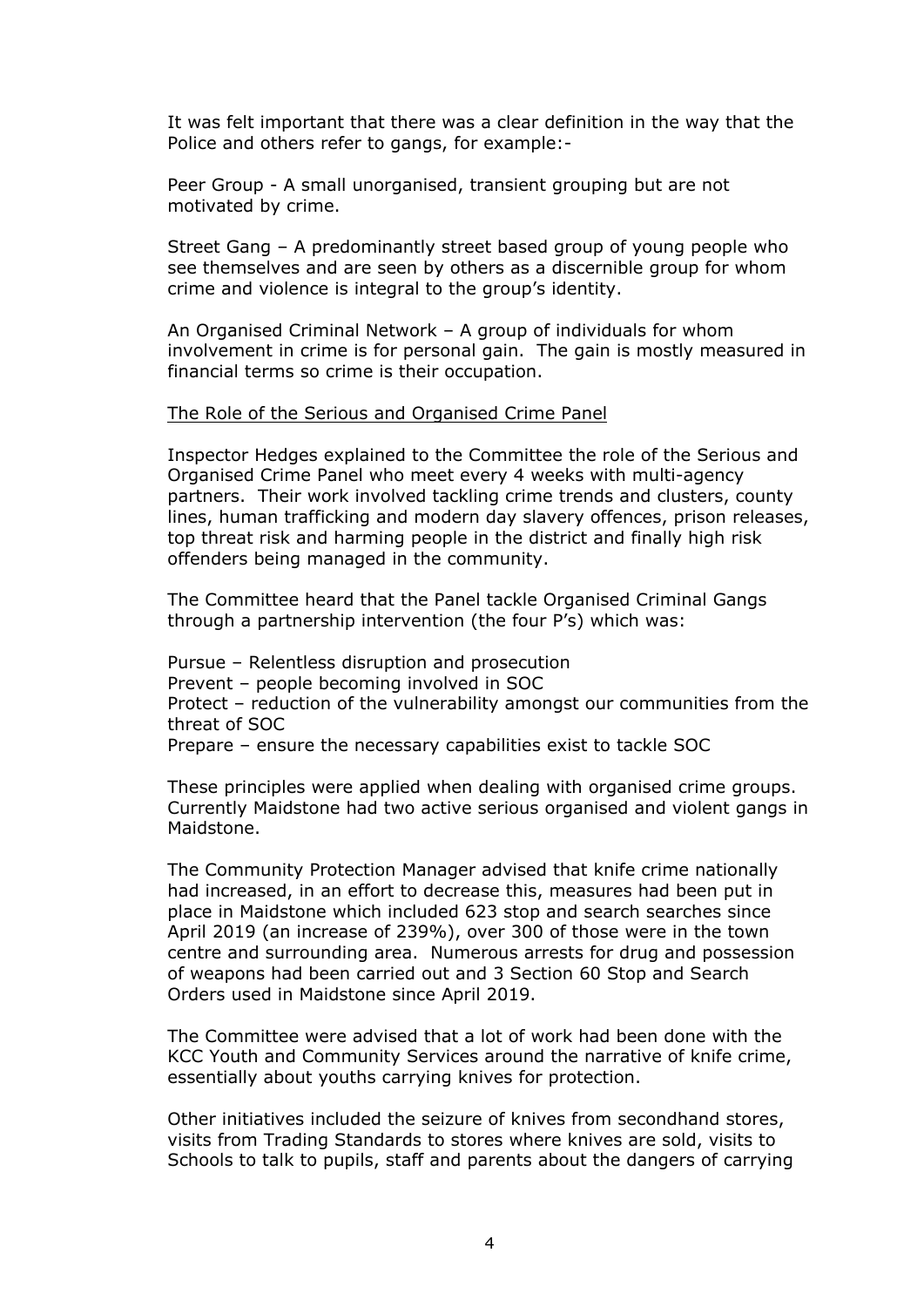It was felt important that there was a clear definition in the way that the Police and others refer to gangs, for example:-

Peer Group - A small unorganised, transient grouping but are not motivated by crime.

Street Gang – A predominantly street based group of young people who see themselves and are seen by others as a discernible group for whom crime and violence is integral to the group's identity.

An Organised Criminal Network – A group of individuals for whom involvement in crime is for personal gain. The gain is mostly measured in financial terms so crime is their occupation.

<u>The Role of the Serious and Organised Crime Panel</u>

Inspector Hedges explained to the Committee the role of the Serious and Organised Crime Panel who meet every 4 weeks with multi-agency partners. Their work involved tackling crime trends and clusters, county lines, human trafficking and modern day slavery offences, prison releases, top threat risk and harming people in the district and finally high risk offenders being managed in the community.

The Committee heard that the Panel tackle Organised Criminal Gangs through a partnership intervention (the four P's) which was:

Pursue – Relentless disruption and prosecution
Prevent – people becoming involved in SOC
Protect – reduction of the vulnerability amongst our communities from the threat of SOC
Prepare – ensure the necessary capabilities exist to tackle SOC

These principles were applied when dealing with organised crime groups. Currently Maidstone had two active serious organised and violent gangs in Maidstone.

The Community Protection Manager advised that knife crime nationally had increased, in an effort to decrease this, measures had been put in place in Maidstone which included 623 stop and search searches since April 2019 (an increase of 239%), over 300 of those were in the town centre and surrounding area. Numerous arrests for drug and possession of weapons had been carried out and 3 Section 60 Stop and Search Orders used in Maidstone since April 2019.

The Committee were advised that a lot of work had been done with the KCC Youth and Community Services around the narrative of knife crime, essentially about youths carrying knives for protection.

Other initiatives included the seizure of knives from secondhand stores, visits from Trading Standards to stores where knives are sold, visits to Schools to talk to pupils, staff and parents about the dangers of carrying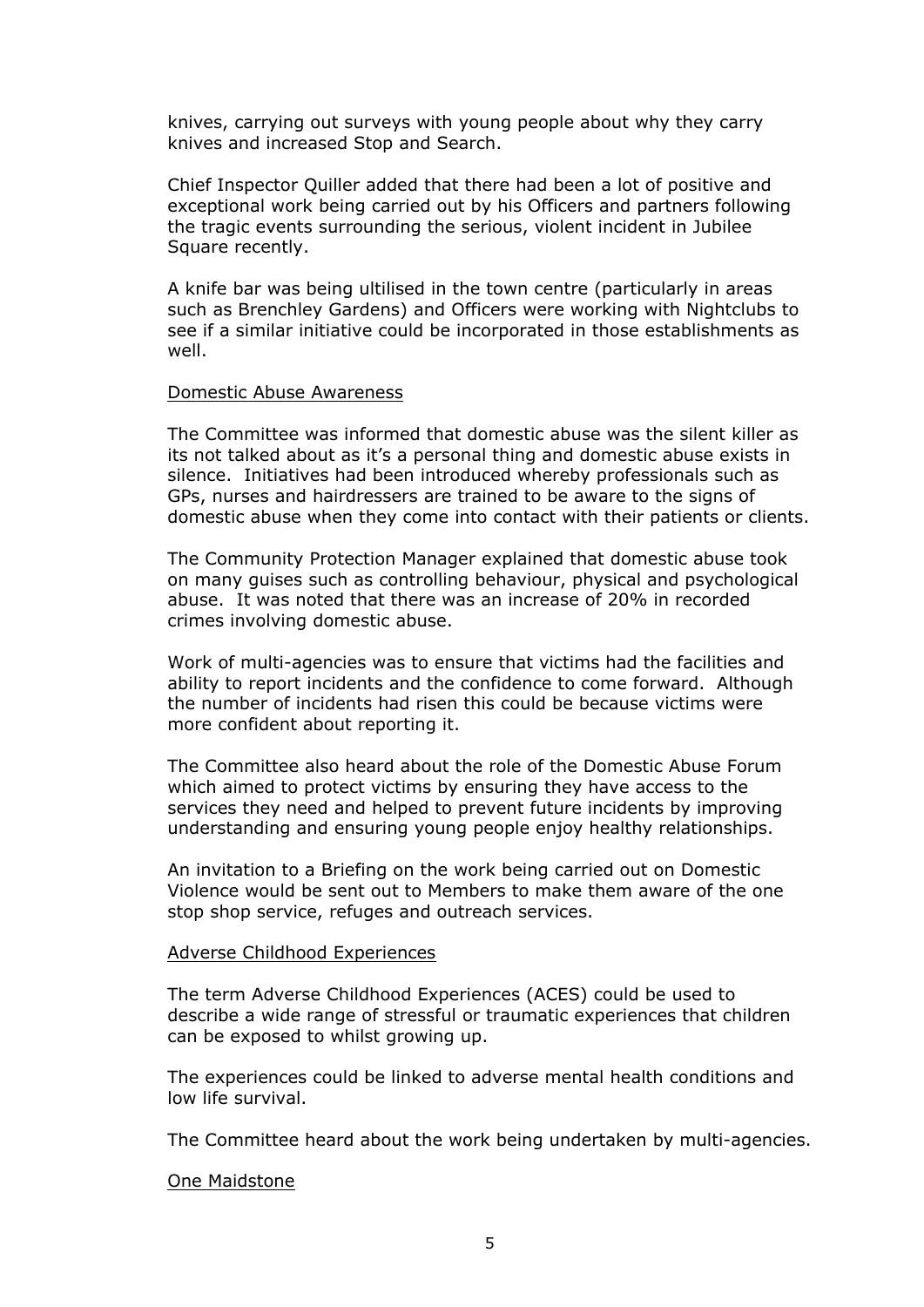knives, carrying out surveys with young people about why they carry knives and increased Stop and Search.

Chief Inspector Quiller added that there had been a lot of positive and exceptional work being carried out by his Officers and partners following the tragic events surrounding the serious, violent incident in Jubilee Square recently.

A knife bar was being ultilised in the town centre (particularly in areas such as Brenchley Gardens) and Officers were working with Nightclubs to see if a similar initiative could be incorporated in those establishments as well.

Domestic Abuse Awareness

The Committee was informed that domestic abuse was the silent killer as its not talked about as it's a personal thing and domestic abuse exists in silence. Initiatives had been introduced whereby professionals such as GPs, nurses and hairdressers are trained to be aware to the signs of domestic abuse when they come into contact with their patients or clients.

The Community Protection Manager explained that domestic abuse took on many guises such as controlling behaviour, physical and psychological abuse. It was noted that there was an increase of 20% in recorded crimes involving domestic abuse.

Work of multi-agencies was to ensure that victims had the facilities and ability to report incidents and the confidence to come forward. Although the number of incidents had risen this could be because victims were more confident about reporting it.

The Committee also heard about the role of the Domestic Abuse Forum which aimed to protect victims by ensuring they have access to the services they need and helped to prevent future incidents by improving understanding and ensuring young people enjoy healthy relationships.

An invitation to a Briefing on the work being carried out on Domestic Violence would be sent out to Members to make them aware of the one stop shop service, refuges and outreach services.

Adverse Childhood Experiences

The term Adverse Childhood Experiences (ACES) could be used to describe a wide range of stressful or traumatic experiences that children can be exposed to whilst growing up.

The experiences could be linked to adverse mental health conditions and low life survival.

The Committee heard about the work being undertaken by multi-agencies.

One Maidstone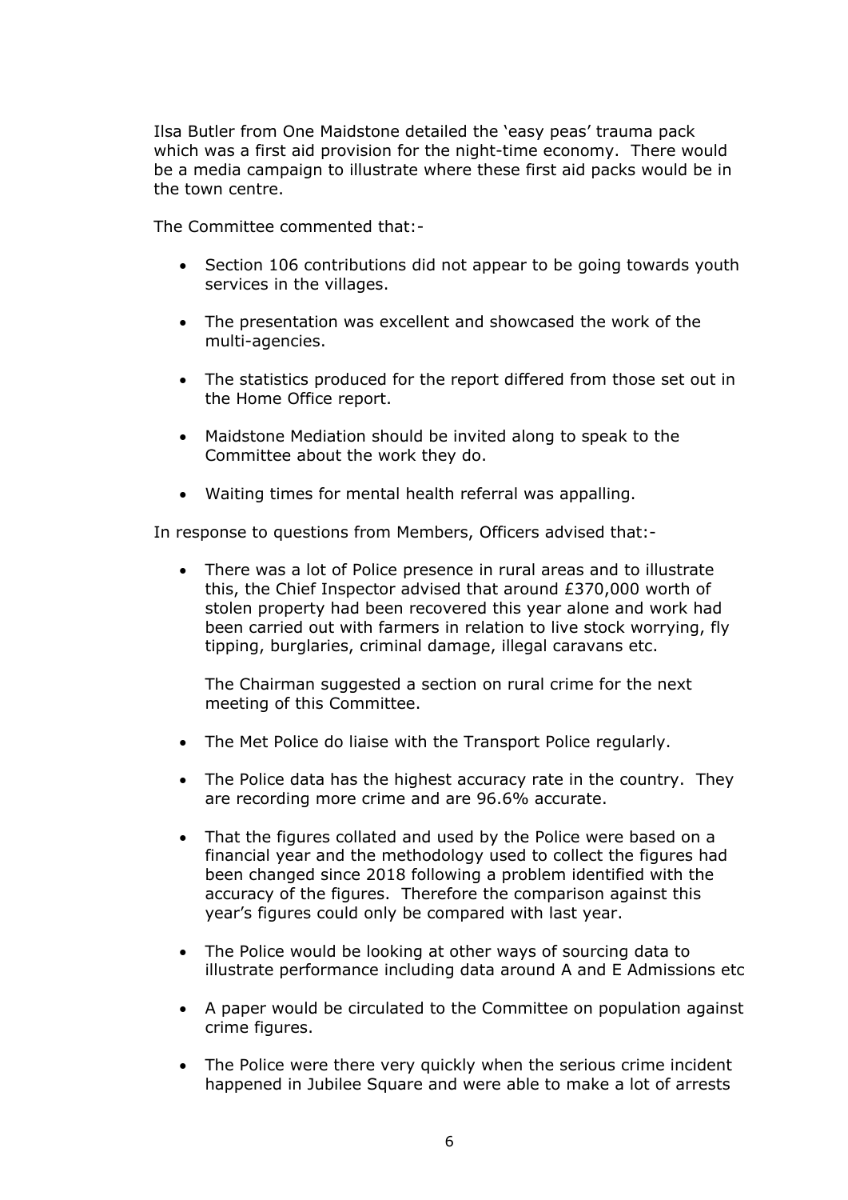Ilsa Butler from One Maidstone detailed the 'easy peas' trauma pack which was a first aid provision for the night-time economy. There would be a media campaign to illustrate where these first aid packs would be in the town centre.

The Committee commented that:-

- Section 106 contributions did not appear to be going towards youth services in the villages.
- The presentation was excellent and showcased the work of the multi-agencies.
- The statistics produced for the report differed from those set out in the Home Office report.
- Maidstone Mediation should be invited along to speak to the Committee about the work they do.
- Waiting times for mental health referral was appalling.

In response to questions from Members, Officers advised that:-

- There was a lot of Police presence in rural areas and to illustrate this, the Chief Inspector advised that around £370,000 worth of stolen property had been recovered this year alone and work had been carried out with farmers in relation to live stock worrying, fly tipping, burglaries, criminal damage, illegal caravans etc.

  The Chairman suggested a section on rural crime for the next meeting of this Committee.

- The Met Police do liaise with the Transport Police regularly.
- The Police data has the highest accuracy rate in the country. They are recording more crime and are 96.6% accurate.
- That the figures collated and used by the Police were based on a financial year and the methodology used to collect the figures had been changed since 2018 following a problem identified with the accuracy of the figures. Therefore the comparison against this year's figures could only be compared with last year.
- The Police would be looking at other ways of sourcing data to illustrate performance including data around A and E Admissions etc
- A paper would be circulated to the Committee on population against crime figures.
- The Police were there very quickly when the serious crime incident happened in Jubilee Square and were able to make a lot of arrests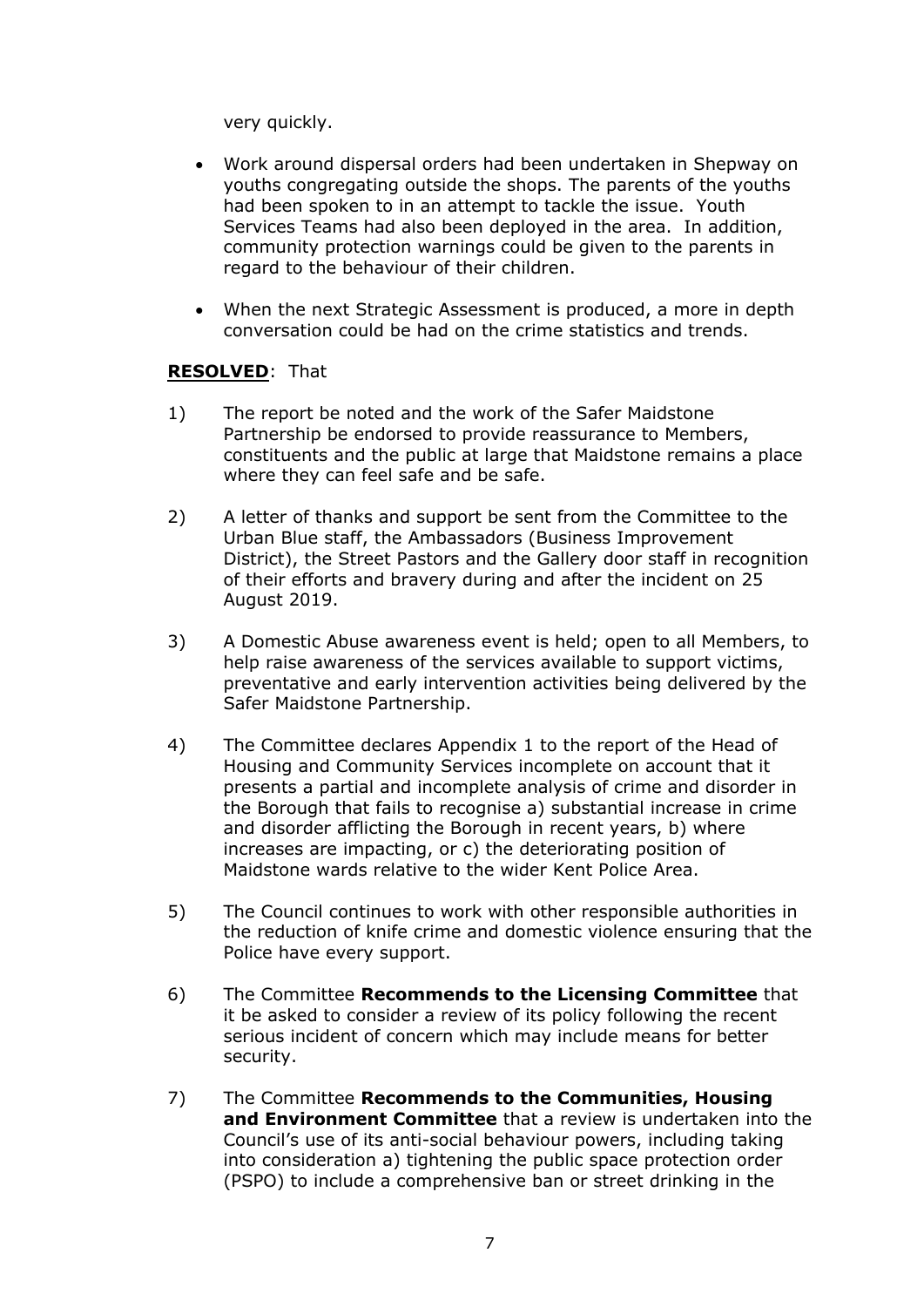very quickly.

- Work around dispersal orders had been undertaken in Shepway on youths congregating outside the shops. The parents of the youths had been spoken to in an attempt to tackle the issue. Youth Services Teams had also been deployed in the area. In addition, community protection warnings could be given to the parents in regard to the behaviour of their children.

- When the next Strategic Assessment is produced, a more in depth conversation could be had on the crime statistics and trends.

**RESOLVED**: That

1) The report be noted and the work of the Safer Maidstone Partnership be endorsed to provide reassurance to Members, constituents and the public at large that Maidstone remains a place where they can feel safe and be safe.

2) A letter of thanks and support be sent from the Committee to the Urban Blue staff, the Ambassadors (Business Improvement District), the Street Pastors and the Gallery door staff in recognition of their efforts and bravery during and after the incident on 25 August 2019.

3) A Domestic Abuse awareness event is held; open to all Members, to help raise awareness of the services available to support victims, preventative and early intervention activities being delivered by the Safer Maidstone Partnership.

4) The Committee declares Appendix 1 to the report of the Head of Housing and Community Services incomplete on account that it presents a partial and incomplete analysis of crime and disorder in the Borough that fails to recognise a) substantial increase in crime and disorder afflicting the Borough in recent years, b) where increases are impacting, or c) the deteriorating position of Maidstone wards relative to the wider Kent Police Area.

5) The Council continues to work with other responsible authorities in the reduction of knife crime and domestic violence ensuring that the Police have every support.

6) The Committee **Recommends to the Licensing Committee** that it be asked to consider a review of its policy following the recent serious incident of concern which may include means for better security.

7) The Committee **Recommends to the Communities, Housing and Environment Committee** that a review is undertaken into the Council's use of its anti-social behaviour powers, including taking into consideration a) tightening the public space protection order (PSPO) to include a comprehensive ban or street drinking in the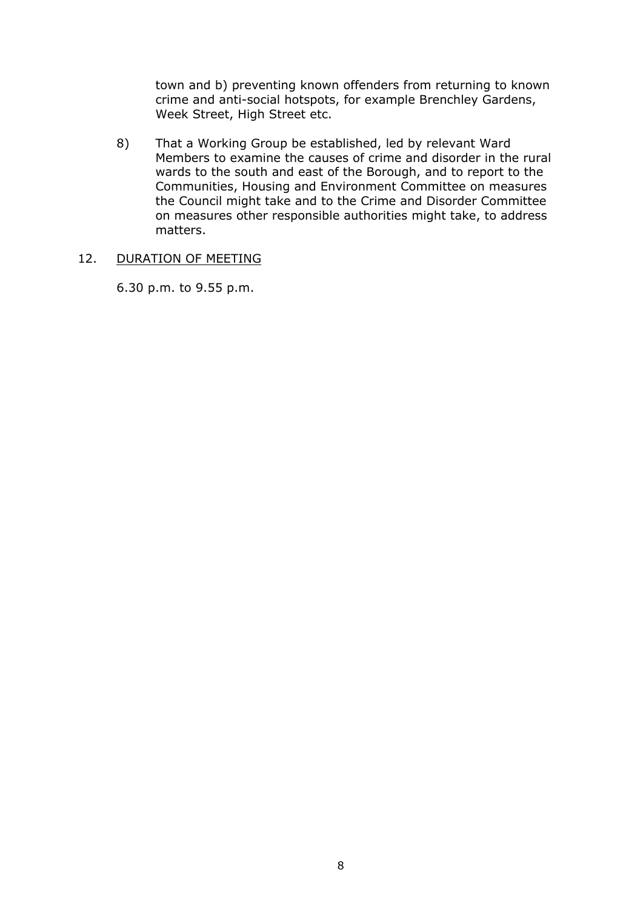town and b) preventing known offenders from returning to known crime and anti-social hotspots, for example Brenchley Gardens, Week Street, High Street etc.

8) That a Working Group be established, led by relevant Ward Members to examine the causes of crime and disorder in the rural wards to the south and east of the Borough, and to report to the Communities, Housing and Environment Committee on measures the Council might take and to the Crime and Disorder Committee on measures other responsible authorities might take, to address matters.

12. <u>DURATION OF MEETING</u>

6.30 p.m. to 9.55 p.m.